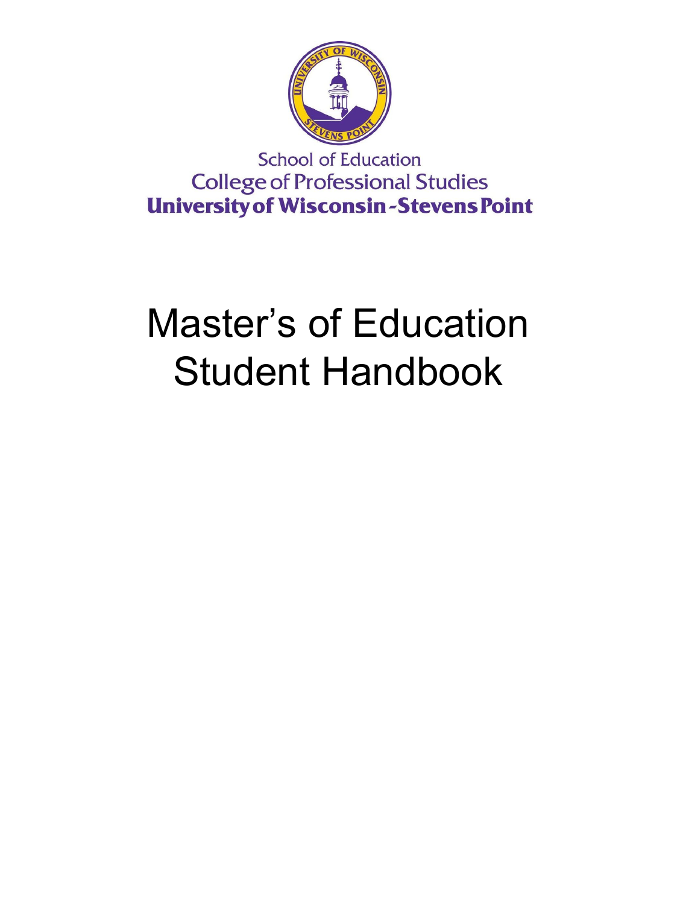School of Education

College of Professional Studies

**University of Wisconsin-Stevens Point**

# Master's of Education Student Handbook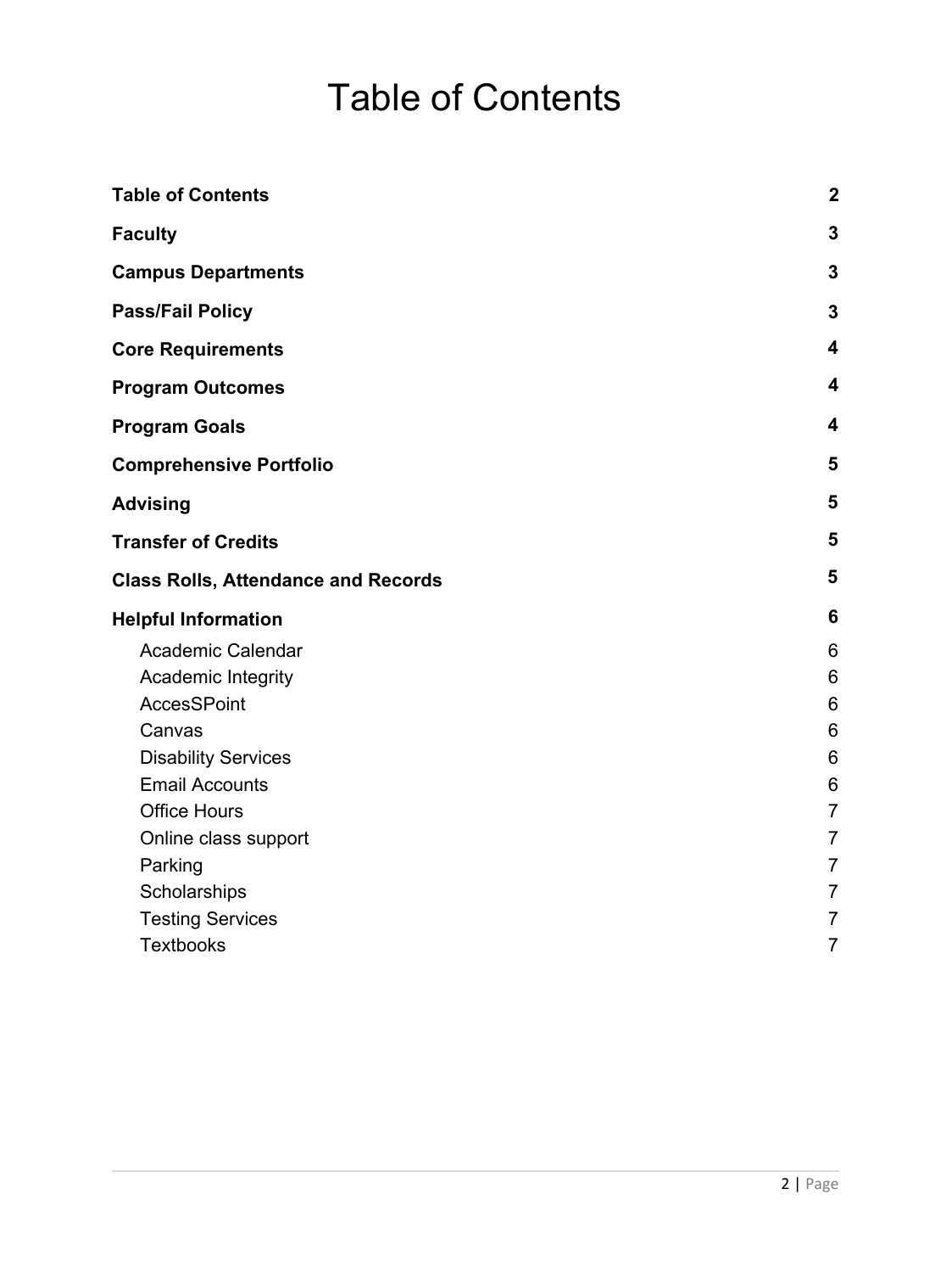# Table of Contents

| | |
|---|---|
| **Table of Contents** | **2** |
| **Faculty** | **3** |
| **Campus Departments** | **3** |
| **Pass/Fail Policy** | **3** |
| **Core Requirements** | **4** |
| **Program Outcomes** | **4** |
| **Program Goals** | **4** |
| **Comprehensive Portfolio** | **5** |
| **Advising** | **5** |
| **Transfer of Credits** | **5** |
| **Class Rolls, Attendance and Records** | **5** |
| **Helpful Information** | **6** |
| Academic Calendar | 6 |
| Academic Integrity | 6 |
| AccesSPoint | 6 |
| Canvas | 6 |
| Disability Services | 6 |
| Email Accounts | 6 |
| Office Hours | 7 |
| Online class support | 7 |
| Parking | 7 |
| Scholarships | 7 |
| Testing Services | 7 |
| Textbooks | 7 |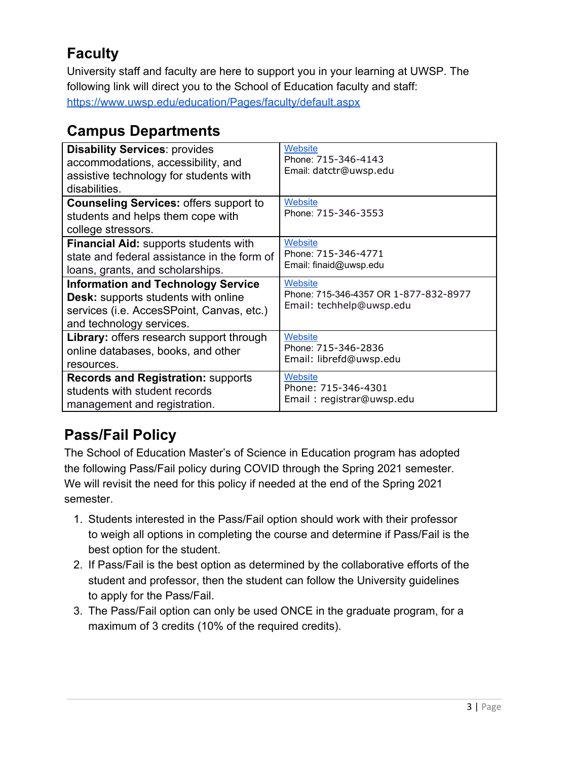## Faculty

University staff and faculty are here to support you in your learning at UWSP. The following link will direct you to the School of Education faculty and staff: https://www.uwsp.edu/education/Pages/faculty/default.aspx

## Campus Departments

| | |
|---|---|
| **Disability Services**: provides accommodations, accessibility, and assistive technology for students with disabilities. | Website<br>Phone: 715-346-4143<br>Email: datctr@uwsp.edu |
| **Counseling Services:** offers support to students and helps them cope with college stressors. | Website<br>Phone: 715-346-3553 |
| **Financial Aid:** supports students with state and federal assistance in the form of loans, grants, and scholarships. | Website<br>Phone: 715-346-4771<br>Email: finaid@uwsp.edu |
| **Information and Technology Service Desk:** supports students with online services (i.e. AccesSPoint, Canvas, etc.) and technology services. | Website<br>Phone: 715-346-4357 OR 1-877-832-8977<br>Email: techhelp@uwsp.edu |
| **Library:** offers research support through online databases, books, and other resources. | Website<br>Phone: 715-346-2836<br>Email: librefd@uwsp.edu |
| **Records and Registration:** supports students with student records management and registration. | Website<br>Phone: 715-346-4301<br>Email : registrar@uwsp.edu |

## Pass/Fail Policy

The School of Education Master's of Science in Education program has adopted the following Pass/Fail policy during COVID through the Spring 2021 semester. We will revisit the need for this policy if needed at the end of the Spring 2021 semester.

1. Students interested in the Pass/Fail option should work with their professor to weigh all options in completing the course and determine if Pass/Fail is the best option for the student.
2. If Pass/Fail is the best option as determined by the collaborative efforts of the student and professor, then the student can follow the University guidelines to apply for the Pass/Fail.
3. The Pass/Fail option can only be used ONCE in the graduate program, for a maximum of 3 credits (10% of the required credits).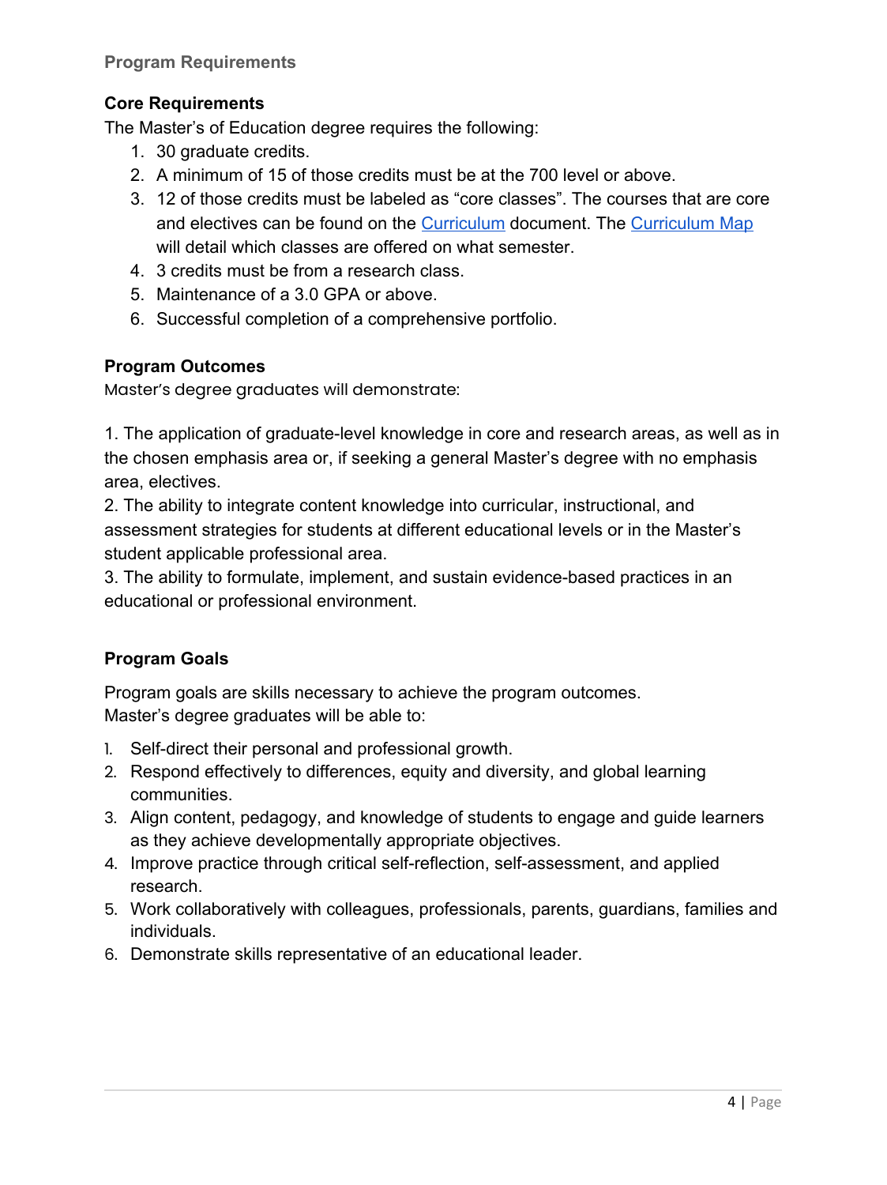## Program Requirements

### Core Requirements

The Master's of Education degree requires the following:

1. 30 graduate credits.
2. A minimum of 15 of those credits must be at the 700 level or above.
3. 12 of those credits must be labeled as "core classes". The courses that are core and electives can be found on the Curriculum document. The Curriculum Map will detail which classes are offered on what semester.
4. 3 credits must be from a research class.
5. Maintenance of a 3.0 GPA or above.
6. Successful completion of a comprehensive portfolio.

### Program Outcomes

Master's degree graduates will demonstrate:

1. The application of graduate-level knowledge in core and research areas, as well as in the chosen emphasis area or, if seeking a general Master's degree with no emphasis area, electives.
2. The ability to integrate content knowledge into curricular, instructional, and assessment strategies for students at different educational levels or in the Master's student applicable professional area.
3. The ability to formulate, implement, and sustain evidence-based practices in an educational or professional environment.

### Program Goals

Program goals are skills necessary to achieve the program outcomes.
Master's degree graduates will be able to:

1. Self-direct their personal and professional growth.
2. Respond effectively to differences, equity and diversity, and global learning communities.
3. Align content, pedagogy, and knowledge of students to engage and guide learners as they achieve developmentally appropriate objectives.
4. Improve practice through critical self-reflection, self-assessment, and applied research.
5. Work collaboratively with colleagues, professionals, parents, guardians, families and individuals.
6. Demonstrate skills representative of an educational leader.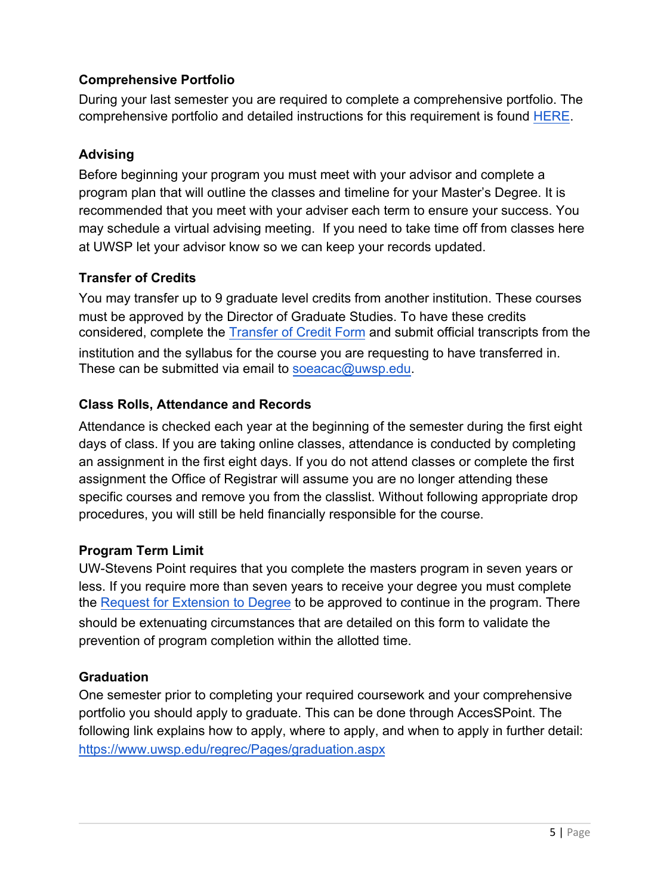### Comprehensive Portfolio

During your last semester you are required to complete a comprehensive portfolio. The comprehensive portfolio and detailed instructions for this requirement is found HERE.

### Advising

Before beginning your program you must meet with your advisor and complete a program plan that will outline the classes and timeline for your Master's Degree. It is recommended that you meet with your adviser each term to ensure your success. You may schedule a virtual advising meeting. If you need to take time off from classes here at UWSP let your advisor know so we can keep your records updated.

### Transfer of Credits

You may transfer up to 9 graduate level credits from another institution. These courses must be approved by the Director of Graduate Studies. To have these credits considered, complete the Transfer of Credit Form and submit official transcripts from the institution and the syllabus for the course you are requesting to have transferred in. These can be submitted via email to soeacac@uwsp.edu.

### Class Rolls, Attendance and Records

Attendance is checked each year at the beginning of the semester during the first eight days of class. If you are taking online classes, attendance is conducted by completing an assignment in the first eight days. If you do not attend classes or complete the first assignment the Office of Registrar will assume you are no longer attending these specific courses and remove you from the classlist. Without following appropriate drop procedures, you will still be held financially responsible for the course.

### Program Term Limit

UW-Stevens Point requires that you complete the masters program in seven years or less. If you require more than seven years to receive your degree you must complete the Request for Extension to Degree to be approved to continue in the program. There should be extenuating circumstances that are detailed on this form to validate the prevention of program completion within the allotted time.

### Graduation

One semester prior to completing your required coursework and your comprehensive portfolio you should apply to graduate. This can be done through AccesSPoint. The following link explains how to apply, where to apply, and when to apply in further detail: https://www.uwsp.edu/regrec/Pages/graduation.aspx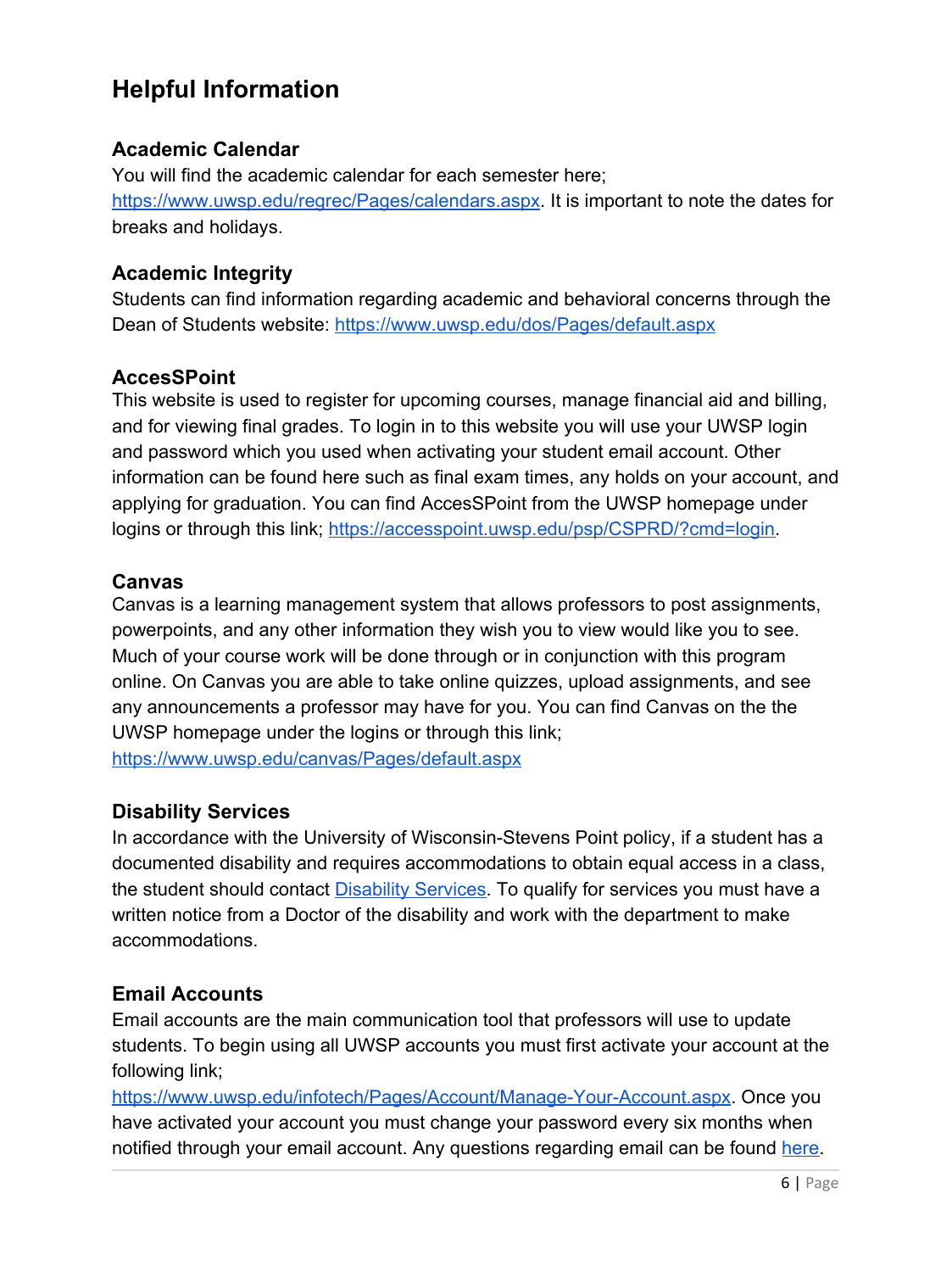# Helpful Information

### Academic Calendar

You will find the academic calendar for each semester here; https://www.uwsp.edu/regrec/Pages/calendars.aspx. It is important to note the dates for breaks and holidays.

### Academic Integrity

Students can find information regarding academic and behavioral concerns through the Dean of Students website: https://www.uwsp.edu/dos/Pages/default.aspx

### AccesSPoint

This website is used to register for upcoming courses, manage financial aid and billing, and for viewing final grades. To login in to this website you will use your UWSP login and password which you used when activating your student email account. Other information can be found here such as final exam times, any holds on your account, and applying for graduation. You can find AccesSPoint from the UWSP homepage under logins or through this link; https://accesspoint.uwsp.edu/psp/CSPRD/?cmd=login.

### Canvas

Canvas is a learning management system that allows professors to post assignments, powerpoints, and any other information they wish you to view would like you to see. Much of your course work will be done through or in conjunction with this program online. On Canvas you are able to take online quizzes, upload assignments, and see any announcements a professor may have for you. You can find Canvas on the the UWSP homepage under the logins or through this link; https://www.uwsp.edu/canvas/Pages/default.aspx

### Disability Services

In accordance with the University of Wisconsin-Stevens Point policy, if a student has a documented disability and requires accommodations to obtain equal access in a class, the student should contact Disability Services. To qualify for services you must have a written notice from a Doctor of the disability and work with the department to make accommodations.

### Email Accounts

Email accounts are the main communication tool that professors will use to update students. To begin using all UWSP accounts you must first activate your account at the following link; https://www.uwsp.edu/infotech/Pages/Account/Manage-Your-Account.aspx. Once you have activated your account you must change your password every six months when notified through your email account. Any questions regarding email can be found here.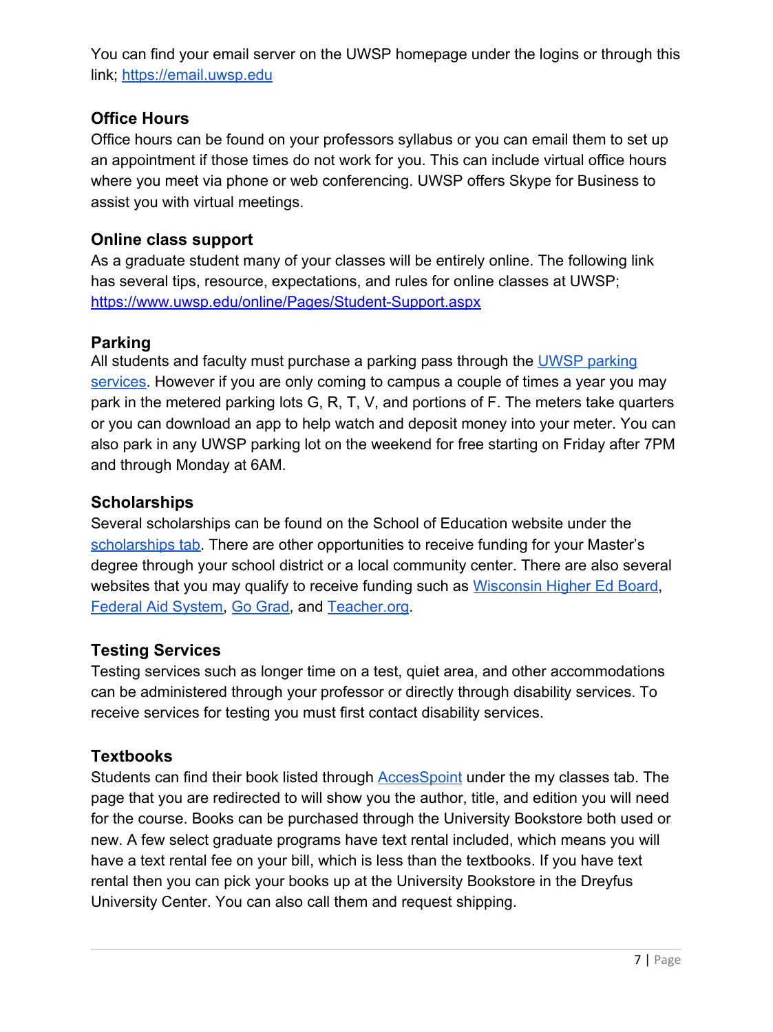You can find your email server on the UWSP homepage under the logins or through this link; https://email.uwsp.edu

### Office Hours

Office hours can be found on your professors syllabus or you can email them to set up an appointment if those times do not work for you. This can include virtual office hours where you meet via phone or web conferencing. UWSP offers Skype for Business to assist you with virtual meetings.

### Online class support

As a graduate student many of your classes will be entirely online. The following link has several tips, resource, expectations, and rules for online classes at UWSP; https://www.uwsp.edu/online/Pages/Student-Support.aspx

### Parking

All students and faculty must purchase a parking pass through the UWSP parking services. However if you are only coming to campus a couple of times a year you may park in the metered parking lots G, R, T, V, and portions of F. The meters take quarters or you can download an app to help watch and deposit money into your meter. You can also park in any UWSP parking lot on the weekend for free starting on Friday after 7PM and through Monday at 6AM.

### Scholarships

Several scholarships can be found on the School of Education website under the scholarships tab. There are other opportunities to receive funding for your Master's degree through your school district or a local community center. There are also several websites that you may qualify to receive funding such as Wisconsin Higher Ed Board, Federal Aid System, Go Grad, and Teacher.org.

### Testing Services

Testing services such as longer time on a test, quiet area, and other accommodations can be administered through your professor or directly through disability services. To receive services for testing you must first contact disability services.

### Textbooks

Students can find their book listed through AccesSpoint under the my classes tab. The page that you are redirected to will show you the author, title, and edition you will need for the course. Books can be purchased through the University Bookstore both used or new. A few select graduate programs have text rental included, which means you will have a text rental fee on your bill, which is less than the textbooks. If you have text rental then you can pick your books up at the University Bookstore in the Dreyfus University Center. You can also call them and request shipping.